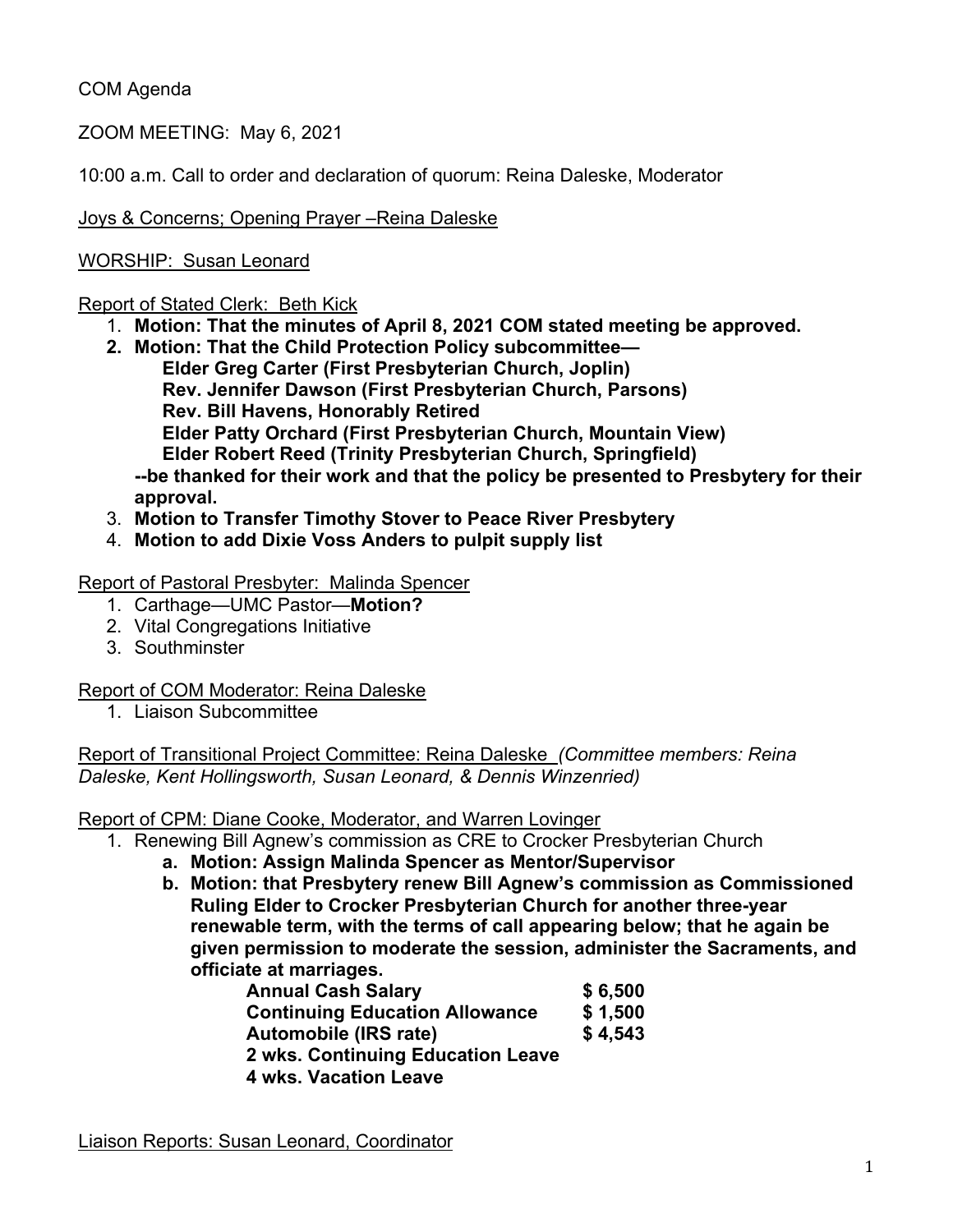COM Agenda

ZOOM MEETING: May 6, 2021

10:00 a.m. Call to order and declaration of quorum: Reina Daleske, Moderator

Joys & Concerns; Opening Prayer –Reina Daleske

WORSHIP: Susan Leonard

Report of Stated Clerk: Beth Kick

1. **Motion: That the minutes of April 8, 2021 COM stated meeting be approved.**
2. **Motion: That the Child Protection Policy subcommittee—**
   **Elder Greg Carter (First Presbyterian Church, Joplin)**
   **Rev. Jennifer Dawson (First Presbyterian Church, Parsons)**
   **Rev. Bill Havens, Honorably Retired**
   **Elder Patty Orchard (First Presbyterian Church, Mountain View)**
   **Elder Robert Reed (Trinity Presbyterian Church, Springfield)**
   **--be thanked for their work and that the policy be presented to Presbytery for their approval.**
3. **Motion to Transfer Timothy Stover to Peace River Presbytery**
4. **Motion to add Dixie Voss Anders to pulpit supply list**

Report of Pastoral Presbyter: Malinda Spencer

1. Carthage—UMC Pastor—**Motion?**
2. Vital Congregations Initiative
3. Southminster

Report of COM Moderator: Reina Daleske

1. Liaison Subcommittee

Report of Transitional Project Committee: Reina Daleske *(Committee members: Reina Daleske, Kent Hollingsworth, Susan Leonard, & Dennis Winzenried)*

Report of CPM: Diane Cooke, Moderator, and Warren Lovinger

1. Renewing Bill Agnew's commission as CRE to Crocker Presbyterian Church
   a. **Motion: Assign Malinda Spencer as Mentor/Supervisor**
   b. **Motion: that Presbytery renew Bill Agnew's commission as Commissioned Ruling Elder to Crocker Presbyterian Church for another three-year renewable term, with the terms of call appearing below; that he again be given permission to moderate the session, administer the Sacraments, and officiate at marriages.**

| | |
|---|---|
| **Annual Cash Salary** | **$ 6,500** |
| **Continuing Education Allowance** | **$ 1,500** |
| **Automobile (IRS rate)** | **$ 4,543** |
| **2 wks. Continuing Education Leave** | |
| **4 wks. Vacation Leave** | |

Liaison Reports: Susan Leonard, Coordinator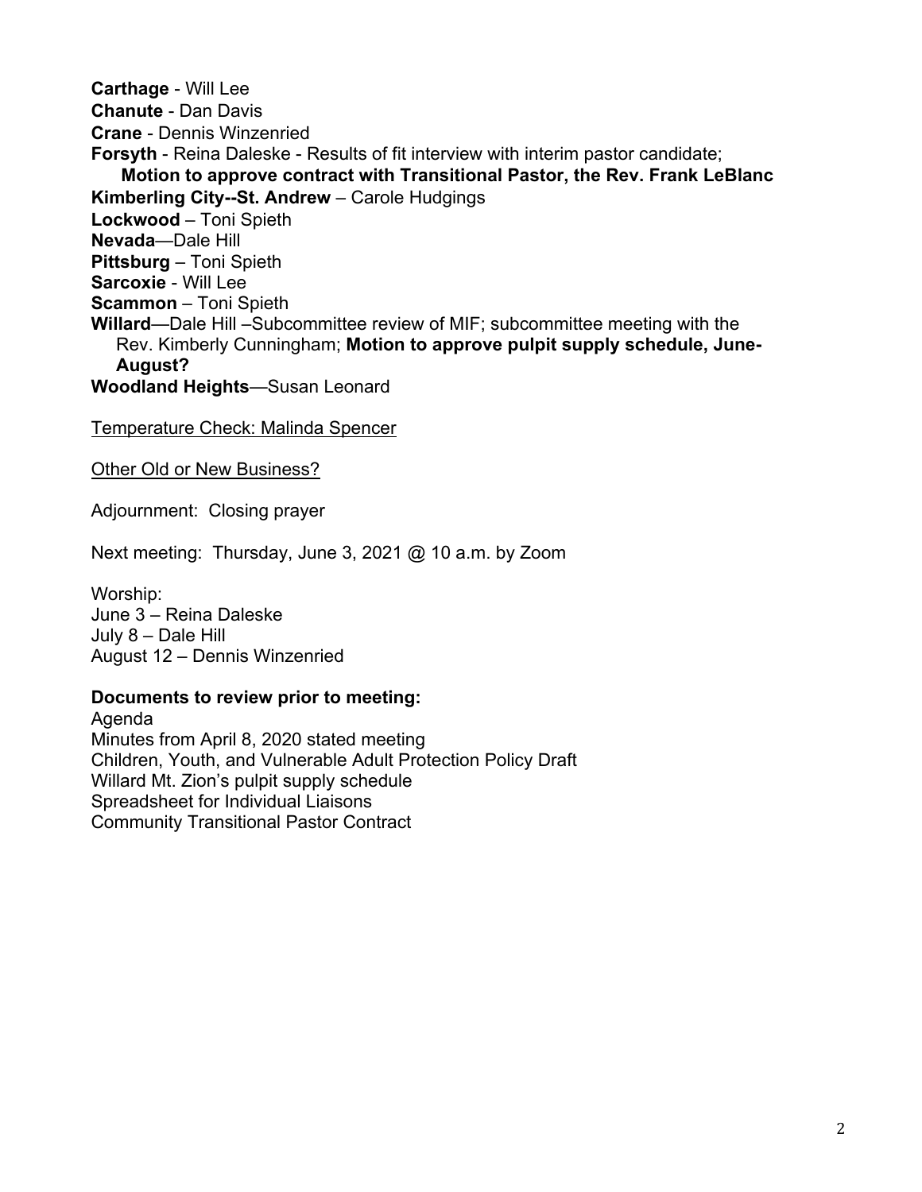**Carthage** - Will Lee
**Chanute** - Dan Davis
**Crane** - Dennis Winzenried
**Forsyth** - Reina Daleske - Results of fit interview with interim pastor candidate;
**Motion to approve contract with Transitional Pastor, the Rev. Frank LeBlanc**
**Kimberling City--St. Andrew** – Carole Hudgings
**Lockwood** – Toni Spieth
**Nevada**—Dale Hill
**Pittsburg** – Toni Spieth
**Sarcoxie** - Will Lee
**Scammon** – Toni Spieth
**Willard**—Dale Hill –Subcommittee review of MIF; subcommittee meeting with the Rev. Kimberly Cunningham; **Motion to approve pulpit supply schedule, June-August?**
**Woodland Heights**—Susan Leonard

Temperature Check: Malinda Spencer

Other Old or New Business?

Adjournment: Closing prayer

Next meeting: Thursday, June 3, 2021 @ 10 a.m. by Zoom

Worship:
June 3 – Reina Daleske
July 8 – Dale Hill
August 12 – Dennis Winzenried

**Documents to review prior to meeting:**
Agenda
Minutes from April 8, 2020 stated meeting
Children, Youth, and Vulnerable Adult Protection Policy Draft
Willard Mt. Zion's pulpit supply schedule
Spreadsheet for Individual Liaisons
Community Transitional Pastor Contract